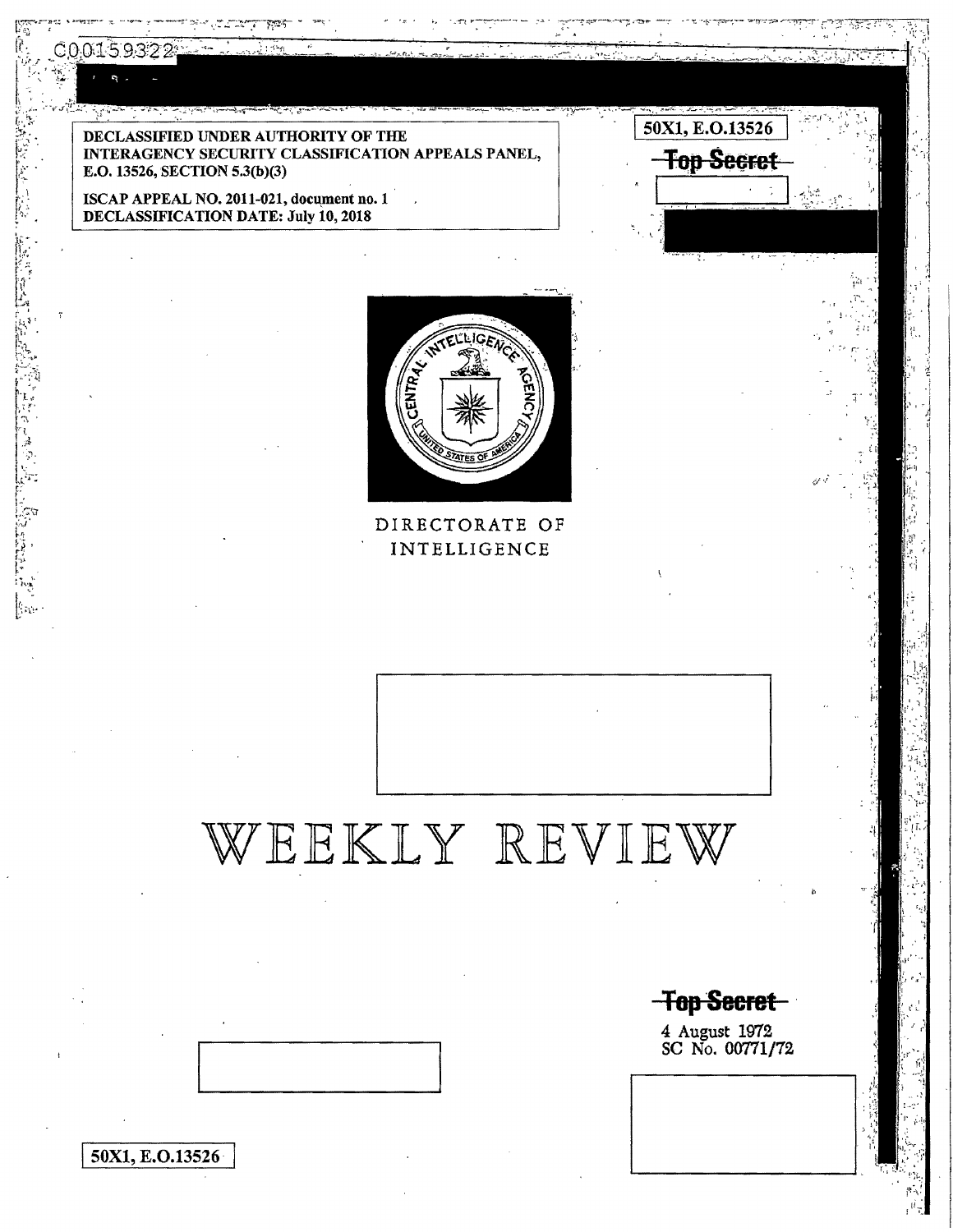C00159322

DECLASSIFIED UNDER AUTHORITY OF THE INTERAGENCY SECURITY CLASSIFICATION APPEALS PANEL, E.O. 13526, SECTION 5.3(b)(3)

ISCAP APPEAL NO. 2011-021, document no. 1
DECLASSIFICATION DATE: July 10, 2018

50X1, E.O.13526

~~Top Secret~~

DIRECTORATE OF INTELLIGENCE

# WEEKLY REVIEW

~~Top Secret~~

4 August 1972
SC No. 00771/72

50X1, E.O.13526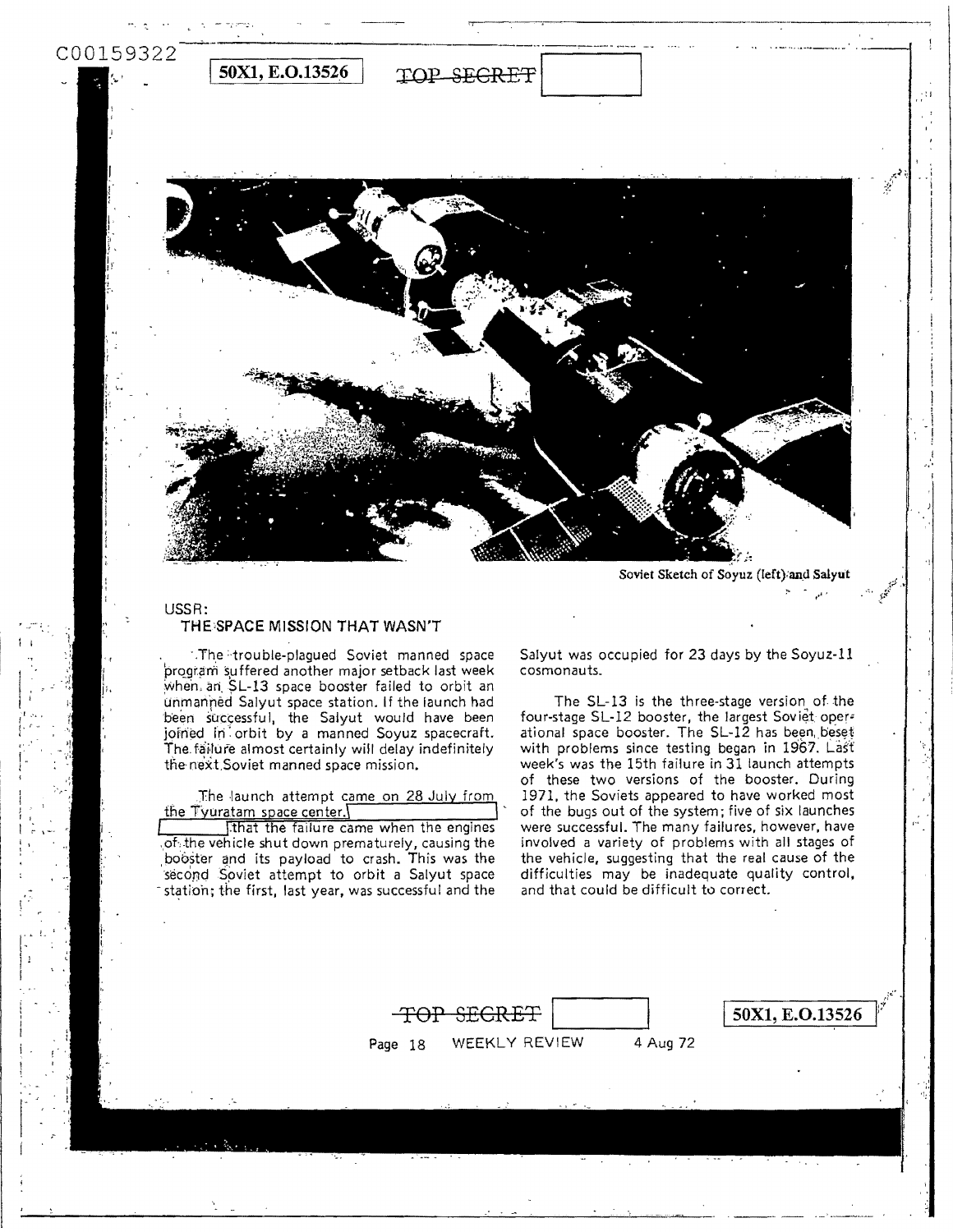Soviet Sketch of Soyuz (left) and Salyut

## USSR:
## THE SPACE MISSION THAT WASN'T

The trouble-plagued Soviet manned space program suffered another major setback last week when an SL-13 space booster failed to orbit an unmanned Salyut space station. If the launch had been successful, the Salyut would have been joined in orbit by a manned Soyuz spacecraft. The failure almost certainly will delay indefinitely the next Soviet manned space mission.

The launch attempt came on 28 July from the Tyuratam space center. [redacted] that the failure came when the engines of the vehicle shut down prematurely, causing the booster and its payload to crash. This was the second Soviet attempt to orbit a Salyut space station; the first, last year, was successful and the Salyut was occupied for 23 days by the Soyuz-11 cosmonauts.

The SL-13 is the three-stage version of the four-stage SL-12 booster, the largest Soviet operational space booster. The SL-12 has been beset with problems since testing began in 1967. Last week's was the 15th failure in 31 launch attempts of these two versions of the booster. During 1971, the Soviets appeared to have worked most of the bugs out of the system; five of six launches were successful. The many failures, however, have involved a variety of problems with all stages of the vehicle, suggesting that the real cause of the difficulties may be inadequate quality control, and that could be difficult to correct.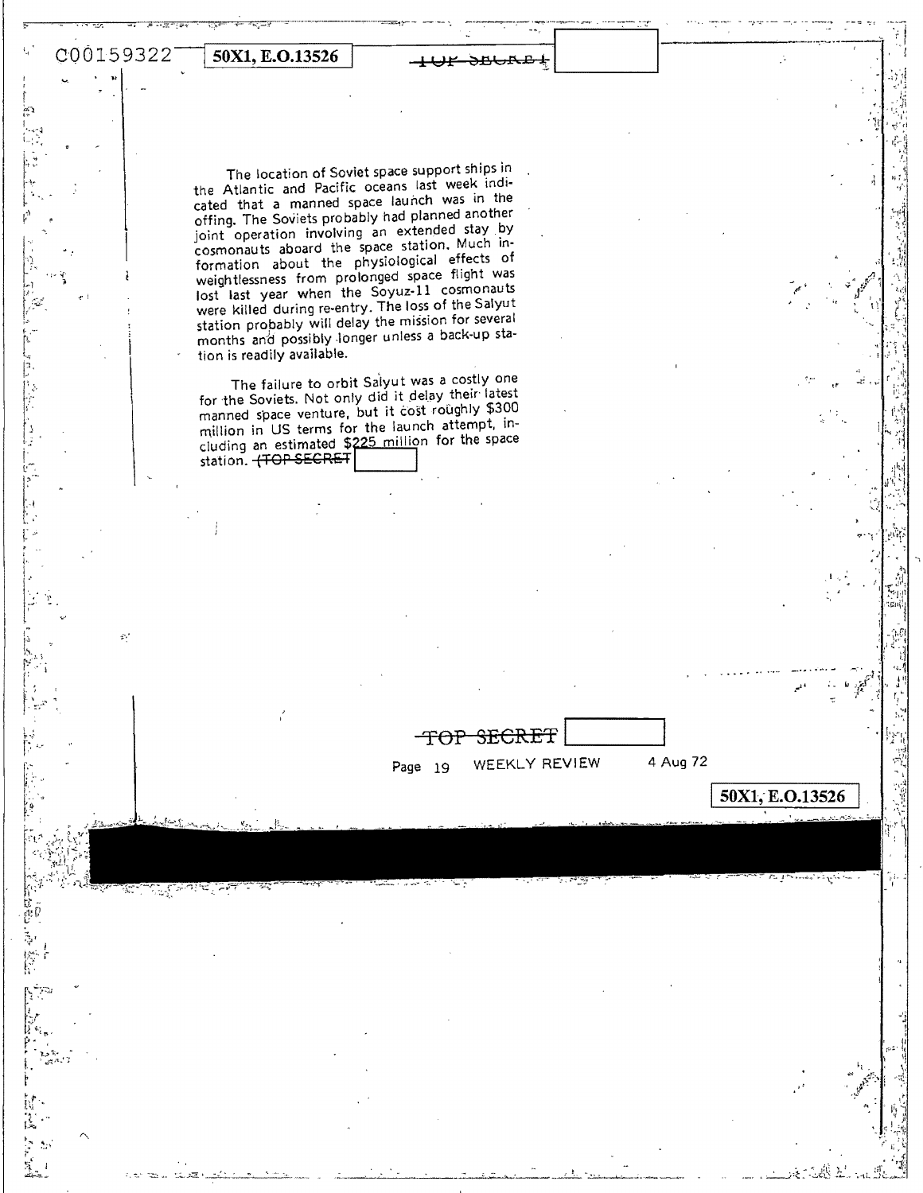The location of Soviet space support ships in the Atlantic and Pacific oceans last week indicated that a manned space launch was in the offing. The Soviets probably had planned another joint operation involving an extended stay by cosmonauts aboard the space station. Much information about the physiological effects of weightlessness from prolonged space flight was lost last year when the Soyuz-11 cosmonauts were killed during re-entry. The loss of the Salyut station probably will delay the mission for several months and possibly longer unless a back-up station is readily available.

The failure to orbit Salyut was a costly one for the Soviets. Not only did it delay their latest manned space venture, but it cost roughly $300 million in US terms for the launch attempt, including an estimated $225 million for the space station. ~~(TOP SECRET~~